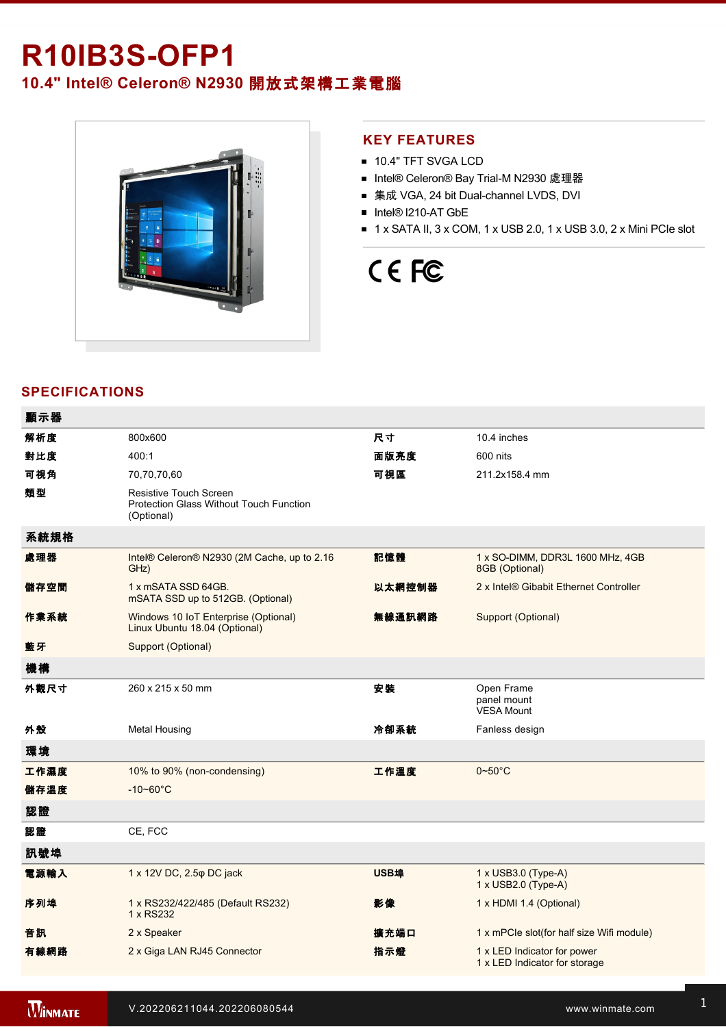# R10IB3S-OFP1

## 10.4" Intel® Celeron® N2930 開放式架構工業電腦

## KEY FEATURES

- 10.4" TFT SVGA LCD
- Intel® Celeron® Bay Trial-M N2930 處理器
- 集成 VGA, 24 bit Dual-channel LVDS, DVI
- Intel® I210-AT GbE
- 1 x SATA II, 3 x COM, 1 x USB 2.0, 1 x USB 3.0, 2 x Mini PCIe slot

## SPECIFICATIONS

| 顯示器 | | | |
|---|---|---|---|
| 解析度 | 800x600 | 尺寸 | 10.4 inches |
| 對比度 | 400:1 | 面版亮度 | 600 nits |
| 可視角 | 70,70,70,60 | 可視區 | 211.2x158.4 mm |
| 類型 | Resistive Touch Screen<br>Protection Glass Without Touch Function (Optional) | | |
| **系統規格** | | | |
| 處理器 | Intel® Celeron® N2930 (2M Cache, up to 2.16 GHz) | 記憶體 | 1 x SO-DIMM, DDR3L 1600 MHz, 4GB<br>8GB (Optional) |
| 儲存空間 | 1 x mSATA SSD 64GB.<br>mSATA SSD up to 512GB. (Optional) | 以太網控制器 | 2 x Intel® Gibabit Ethernet Controller |
| 作業系統 | Windows 10 IoT Enterprise (Optional)<br>Linux Ubuntu 18.04 (Optional) | 無線通訊網路 | Support (Optional) |
| 藍牙 | Support (Optional) | | |
| **機構** | | | |
| 外觀尺寸 | 260 x 215 x 50 mm | 安裝 | Open Frame<br>panel mount<br>VESA Mount |
| 外殼 | Metal Housing | 冷卻系統 | Fanless design |
| **環境** | | | |
| 工作濕度 | 10% to 90% (non-condensing) | 工作溫度 | 0~50°C |
| 儲存溫度 | -10~60°C | | |
| **認證** | | | |
| 認證 | CE, FCC | | |
| **訊號埠** | | | |
| 電源輸入 | 1 x 12V DC, 2.5φ DC jack | USB埠 | 1 x USB3.0 (Type-A)<br>1 x USB2.0 (Type-A) |
| 序列埠 | 1 x RS232/422/485 (Default RS232)<br>1 x RS232 | 影像 | 1 x HDMI 1.4 (Optional) |
| 音訊 | 2 x Speaker | 擴充端口 | 1 x mPCIe slot(for half size Wifi module) |
| 有線網路 | 2 x Giga LAN RJ45 Connector | 指示燈 | 1 x LED Indicator for power<br>1 x LED Indicator for storage |

V.202206211044.202206080544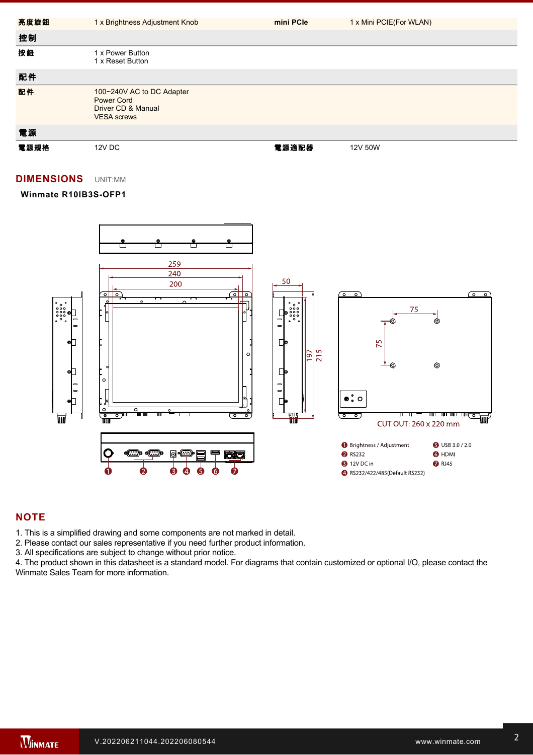| | | | |
|---|---|---|---|
| 亮度旋鈕 | 1 x Brightness Adjustment Knob | mini PCIe | 1 x Mini PCIE(For WLAN) |
| **控制** | | | |
| 按鈕 | 1 x Power Button<br>1 x Reset Button | | |
| **配件** | | | |
| 配件 | 100~240V AC to DC Adapter<br>Power Cord<br>Driver CD & Manual<br>VESA screws | | |
| **電源** | | | |
| 電源規格 | 12V DC | 電源適配器 | 12V 50W |

## DIMENSIONS UNIT:MM

**Winmate R10IB3S-OFP1**

259
240
200
50
197
215
75
75
CUT OUT: 260 x 220 mm

1 Brightness / Adjustment
2 RS232
3 12V DC in
4 RS232/422/485(Default RS232)
5 USB 3.0 / 2.0
6 HDMI
7 RJ45

## NOTE

1. This is a simplified drawing and some components are not marked in detail.
2. Please contact our sales representative if you need further product information.
3. All specifications are subject to change without prior notice.
4. The product shown in this datasheet is a standard model. For diagrams that contain customized or optional I/O, please contact the Winmate Sales Team for more information.